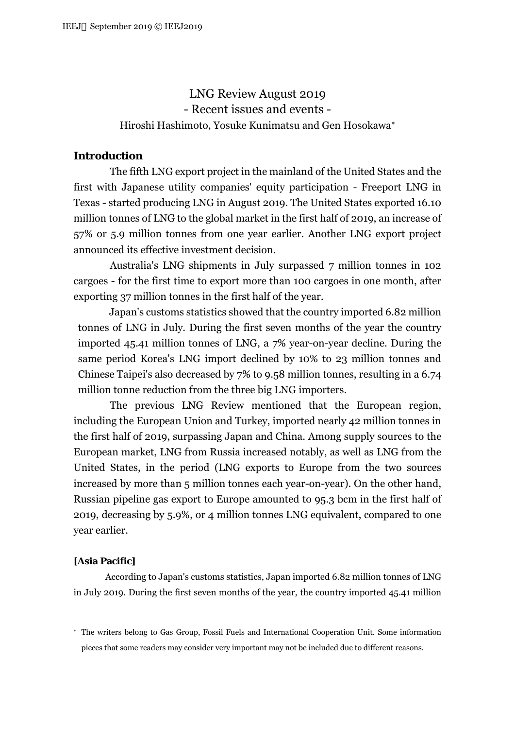# LNG Review August 2019
## - Recent issues and events -

Hiroshi Hashimoto, Yosuke Kunimatsu and Gen Hosokawa*

### Introduction

The fifth LNG export project in the mainland of the United States and the first with Japanese utility companies' equity participation - Freeport LNG in Texas - started producing LNG in August 2019. The United States exported 16.10 million tonnes of LNG to the global market in the first half of 2019, an increase of 57% or 5.9 million tonnes from one year earlier. Another LNG export project announced its effective investment decision.

Australia's LNG shipments in July surpassed 7 million tonnes in 102 cargoes - for the first time to export more than 100 cargoes in one month, after exporting 37 million tonnes in the first half of the year.

Japan's customs statistics showed that the country imported 6.82 million tonnes of LNG in July. During the first seven months of the year the country imported 45.41 million tonnes of LNG, a 7% year-on-year decline. During the same period Korea's LNG import declined by 10% to 23 million tonnes and Chinese Taipei's also decreased by 7% to 9.58 million tonnes, resulting in a 6.74 million tonne reduction from the three big LNG importers.

The previous LNG Review mentioned that the European region, including the European Union and Turkey, imported nearly 42 million tonnes in the first half of 2019, surpassing Japan and China. Among supply sources to the European market, LNG from Russia increased notably, as well as LNG from the United States, in the period (LNG exports to Europe from the two sources increased by more than 5 million tonnes each year-on-year). On the other hand, Russian pipeline gas export to Europe amounted to 95.3 bcm in the first half of 2019, decreasing by 5.9%, or 4 million tonnes LNG equivalent, compared to one year earlier.

#### [Asia Pacific]

According to Japan's customs statistics, Japan imported 6.82 million tonnes of LNG in July 2019. During the first seven months of the year, the country imported 45.41 million

* The writers belong to Gas Group, Fossil Fuels and International Cooperation Unit. Some information pieces that some readers may consider very important may not be included due to different reasons.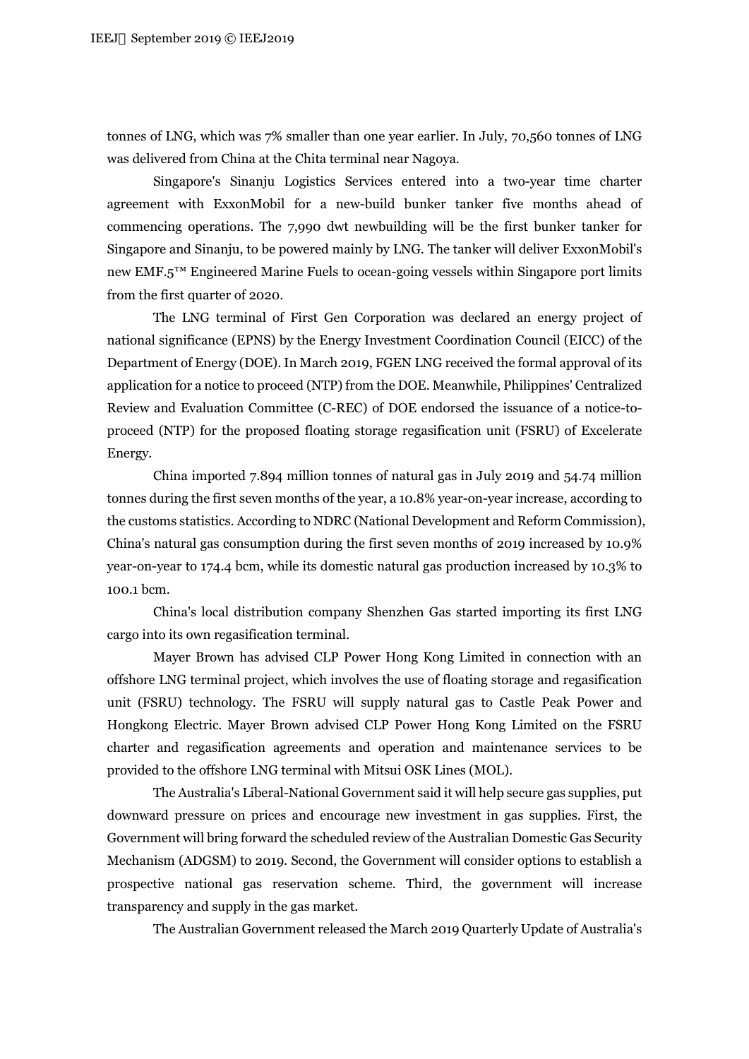tonnes of LNG, which was 7% smaller than one year earlier. In July, 70,560 tonnes of LNG was delivered from China at the Chita terminal near Nagoya.

Singapore's Sinanju Logistics Services entered into a two-year time charter agreement with ExxonMobil for a new-build bunker tanker five months ahead of commencing operations. The 7,990 dwt newbuilding will be the first bunker tanker for Singapore and Sinanju, to be powered mainly by LNG. The tanker will deliver ExxonMobil's new EMF.5™ Engineered Marine Fuels to ocean-going vessels within Singapore port limits from the first quarter of 2020.

The LNG terminal of First Gen Corporation was declared an energy project of national significance (EPNS) by the Energy Investment Coordination Council (EICC) of the Department of Energy (DOE). In March 2019, FGEN LNG received the formal approval of its application for a notice to proceed (NTP) from the DOE. Meanwhile, Philippines' Centralized Review and Evaluation Committee (C-REC) of DOE endorsed the issuance of a notice-to-proceed (NTP) for the proposed floating storage regasification unit (FSRU) of Excelerate Energy.

China imported 7.894 million tonnes of natural gas in July 2019 and 54.74 million tonnes during the first seven months of the year, a 10.8% year-on-year increase, according to the customs statistics. According to NDRC (National Development and Reform Commission), China's natural gas consumption during the first seven months of 2019 increased by 10.9% year-on-year to 174.4 bcm, while its domestic natural gas production increased by 10.3% to 100.1 bcm.

China's local distribution company Shenzhen Gas started importing its first LNG cargo into its own regasification terminal.

Mayer Brown has advised CLP Power Hong Kong Limited in connection with an offshore LNG terminal project, which involves the use of floating storage and regasification unit (FSRU) technology. The FSRU will supply natural gas to Castle Peak Power and Hongkong Electric. Mayer Brown advised CLP Power Hong Kong Limited on the FSRU charter and regasification agreements and operation and maintenance services to be provided to the offshore LNG terminal with Mitsui OSK Lines (MOL).

The Australia's Liberal-National Government said it will help secure gas supplies, put downward pressure on prices and encourage new investment in gas supplies. First, the Government will bring forward the scheduled review of the Australian Domestic Gas Security Mechanism (ADGSM) to 2019. Second, the Government will consider options to establish a prospective national gas reservation scheme. Third, the government will increase transparency and supply in the gas market.

The Australian Government released the March 2019 Quarterly Update of Australia's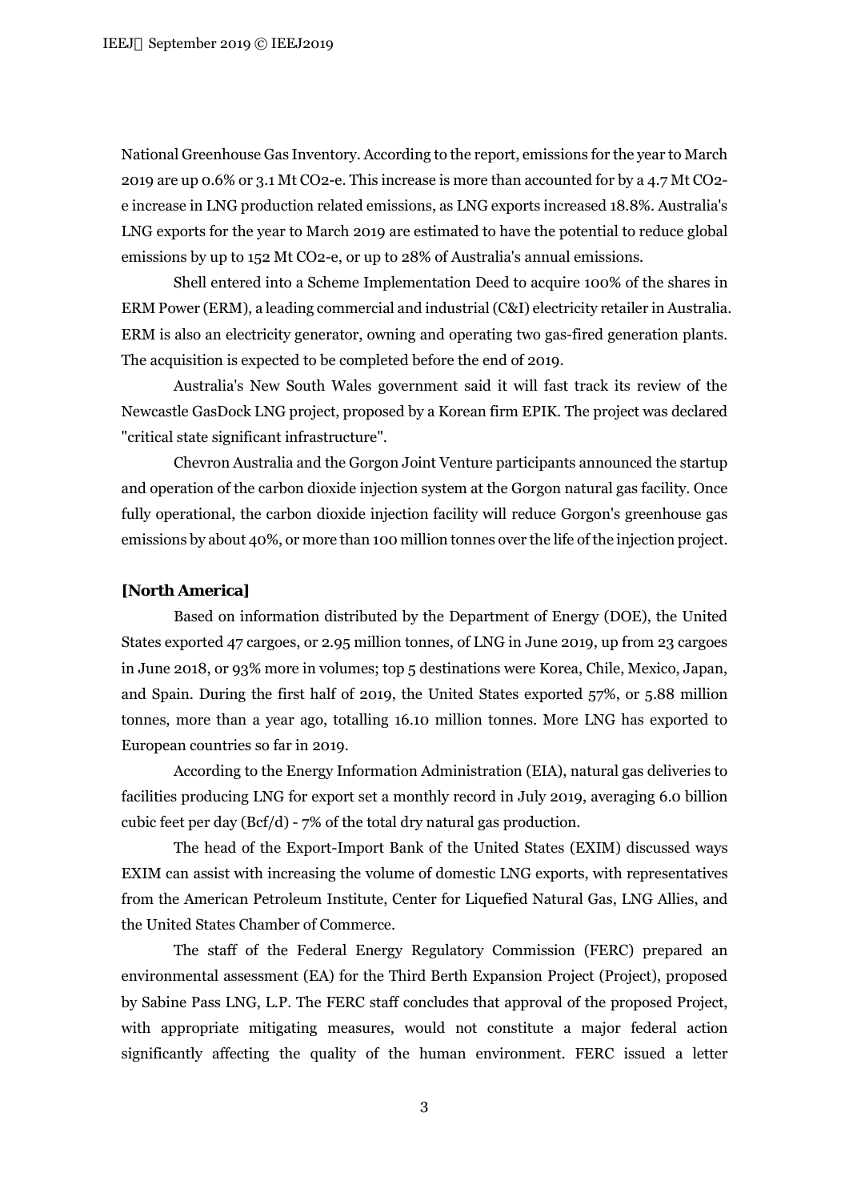National Greenhouse Gas Inventory. According to the report, emissions for the year to March 2019 are up 0.6% or 3.1 Mt $CO_2$-e. This increase is more than accounted for by a 4.7 Mt $CO_2$-e increase in LNG production related emissions, as LNG exports increased 18.8%. Australia's LNG exports for the year to March 2019 are estimated to have the potential to reduce global emissions by up to 152 Mt $CO_2$-e, or up to 28% of Australia's annual emissions.

Shell entered into a Scheme Implementation Deed to acquire 100% of the shares in ERM Power (ERM), a leading commercial and industrial (C&I) electricity retailer in Australia. ERM is also an electricity generator, owning and operating two gas-fired generation plants. The acquisition is expected to be completed before the end of 2019.

Australia's New South Wales government said it will fast track its review of the Newcastle GasDock LNG project, proposed by a Korean firm EPIK. The project was declared "critical state significant infrastructure".

Chevron Australia and the Gorgon Joint Venture participants announced the startup and operation of the carbon dioxide injection system at the Gorgon natural gas facility. Once fully operational, the carbon dioxide injection facility will reduce Gorgon's greenhouse gas emissions by about 40%, or more than 100 million tonnes over the life of the injection project.

**[North America]**

Based on information distributed by the Department of Energy (DOE), the United States exported 47 cargoes, or 2.95 million tonnes, of LNG in June 2019, up from 23 cargoes in June 2018, or 93% more in volumes; top 5 destinations were Korea, Chile, Mexico, Japan, and Spain. During the first half of 2019, the United States exported 57%, or 5.88 million tonnes, more than a year ago, totalling 16.10 million tonnes. More LNG has exported to European countries so far in 2019.

According to the Energy Information Administration (EIA), natural gas deliveries to facilities producing LNG for export set a monthly record in July 2019, averaging 6.0 billion cubic feet per day (Bcf/d) - 7% of the total dry natural gas production.

The head of the Export-Import Bank of the United States (EXIM) discussed ways EXIM can assist with increasing the volume of domestic LNG exports, with representatives from the American Petroleum Institute, Center for Liquefied Natural Gas, LNG Allies, and the United States Chamber of Commerce.

The staff of the Federal Energy Regulatory Commission (FERC) prepared an environmental assessment (EA) for the Third Berth Expansion Project (Project), proposed by Sabine Pass LNG, L.P. The FERC staff concludes that approval of the proposed Project, with appropriate mitigating measures, would not constitute a major federal action significantly affecting the quality of the human environment. FERC issued a letter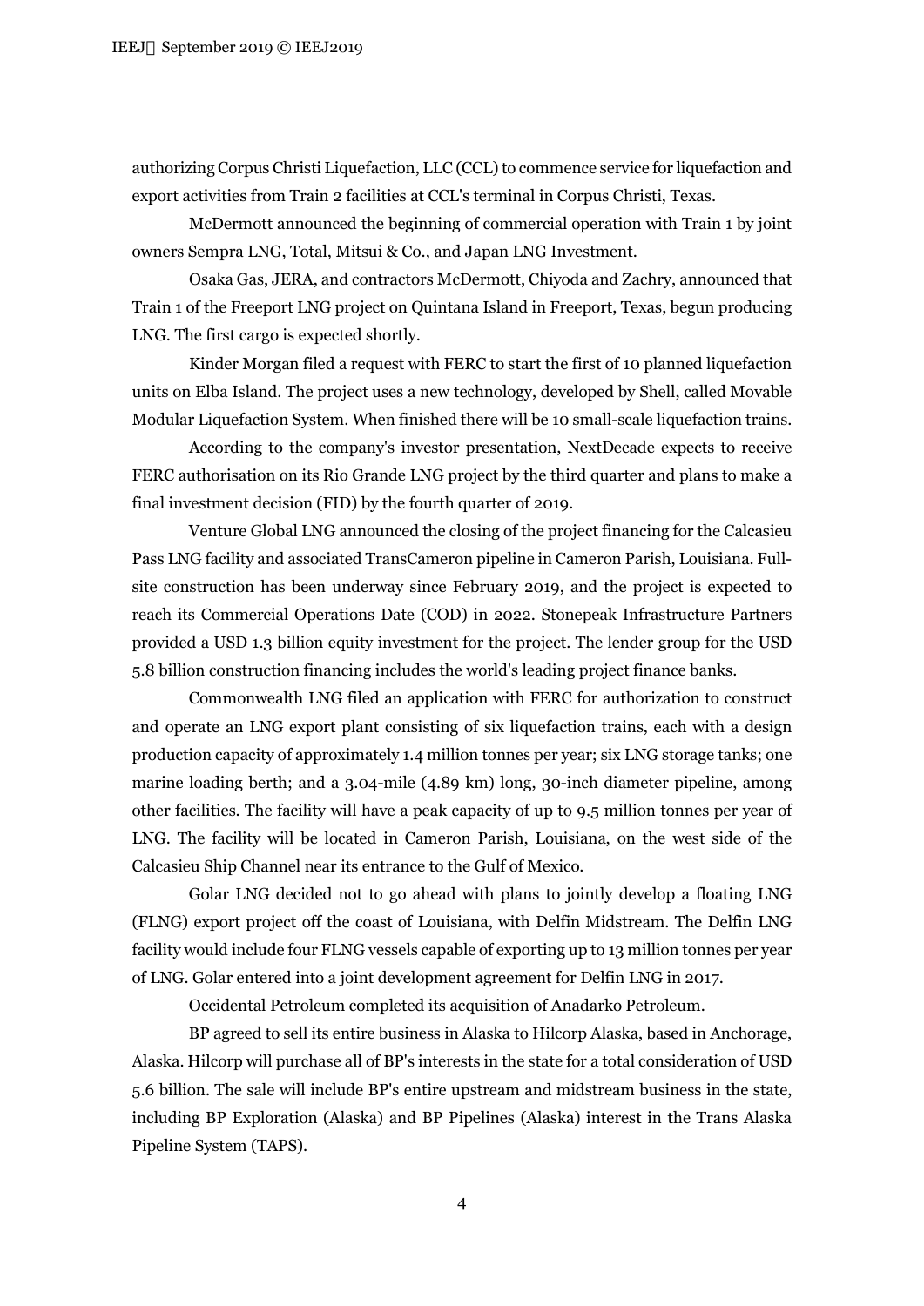authorizing Corpus Christi Liquefaction, LLC (CCL) to commence service for liquefaction and export activities from Train 2 facilities at CCL's terminal in Corpus Christi, Texas.

McDermott announced the beginning of commercial operation with Train 1 by joint owners Sempra LNG, Total, Mitsui & Co., and Japan LNG Investment.

Osaka Gas, JERA, and contractors McDermott, Chiyoda and Zachry, announced that Train 1 of the Freeport LNG project on Quintana Island in Freeport, Texas, begun producing LNG. The first cargo is expected shortly.

Kinder Morgan filed a request with FERC to start the first of 10 planned liquefaction units on Elba Island. The project uses a new technology, developed by Shell, called Movable Modular Liquefaction System. When finished there will be 10 small-scale liquefaction trains.

According to the company's investor presentation, NextDecade expects to receive FERC authorisation on its Rio Grande LNG project by the third quarter and plans to make a final investment decision (FID) by the fourth quarter of 2019.

Venture Global LNG announced the closing of the project financing for the Calcasieu Pass LNG facility and associated TransCameron pipeline in Cameron Parish, Louisiana. Full-site construction has been underway since February 2019, and the project is expected to reach its Commercial Operations Date (COD) in 2022. Stonepeak Infrastructure Partners provided a USD 1.3 billion equity investment for the project. The lender group for the USD 5.8 billion construction financing includes the world's leading project finance banks.

Commonwealth LNG filed an application with FERC for authorization to construct and operate an LNG export plant consisting of six liquefaction trains, each with a design production capacity of approximately 1.4 million tonnes per year; six LNG storage tanks; one marine loading berth; and a 3.04-mile (4.89 km) long, 30-inch diameter pipeline, among other facilities. The facility will have a peak capacity of up to 9.5 million tonnes per year of LNG. The facility will be located in Cameron Parish, Louisiana, on the west side of the Calcasieu Ship Channel near its entrance to the Gulf of Mexico.

Golar LNG decided not to go ahead with plans to jointly develop a floating LNG (FLNG) export project off the coast of Louisiana, with Delfin Midstream. The Delfin LNG facility would include four FLNG vessels capable of exporting up to 13 million tonnes per year of LNG. Golar entered into a joint development agreement for Delfin LNG in 2017.

Occidental Petroleum completed its acquisition of Anadarko Petroleum.

BP agreed to sell its entire business in Alaska to Hilcorp Alaska, based in Anchorage, Alaska. Hilcorp will purchase all of BP's interests in the state for a total consideration of USD 5.6 billion. The sale will include BP's entire upstream and midstream business in the state, including BP Exploration (Alaska) and BP Pipelines (Alaska) interest in the Trans Alaska Pipeline System (TAPS).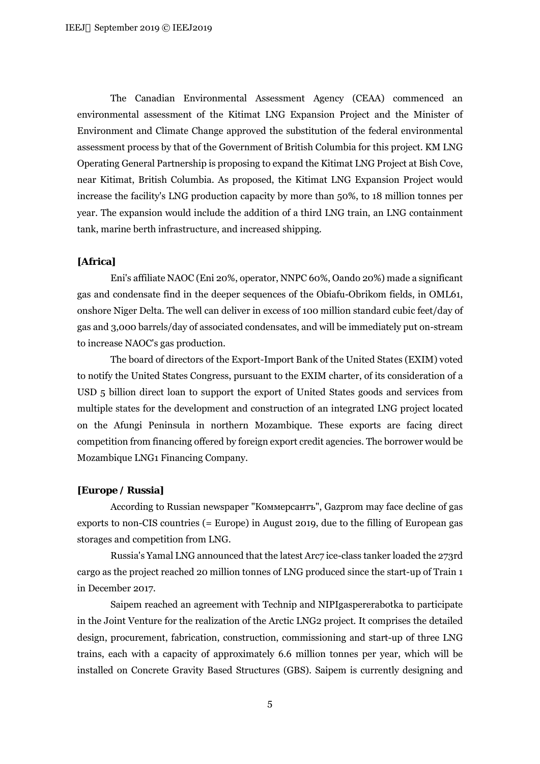The Canadian Environmental Assessment Agency (CEAA) commenced an environmental assessment of the Kitimat LNG Expansion Project and the Minister of Environment and Climate Change approved the substitution of the federal environmental assessment process by that of the Government of British Columbia for this project. KM LNG Operating General Partnership is proposing to expand the Kitimat LNG Project at Bish Cove, near Kitimat, British Columbia. As proposed, the Kitimat LNG Expansion Project would increase the facility's LNG production capacity by more than 50%, to 18 million tonnes per year. The expansion would include the addition of a third LNG train, an LNG containment tank, marine berth infrastructure, and increased shipping.

**[Africa]**

Eni's affiliate NAOC (Eni 20%, operator, NNPC 60%, Oando 20%) made a significant gas and condensate find in the deeper sequences of the Obiafu-Obrikom fields, in OML61, onshore Niger Delta. The well can deliver in excess of 100 million standard cubic feet/day of gas and 3,000 barrels/day of associated condensates, and will be immediately put on-stream to increase NAOC's gas production.

The board of directors of the Export-Import Bank of the United States (EXIM) voted to notify the United States Congress, pursuant to the EXIM charter, of its consideration of a USD 5 billion direct loan to support the export of United States goods and services from multiple states for the development and construction of an integrated LNG project located on the Afungi Peninsula in northern Mozambique. These exports are facing direct competition from financing offered by foreign export credit agencies. The borrower would be Mozambique LNG1 Financing Company.

**[Europe / Russia]**

According to Russian newspaper "Коммерсантъ", Gazprom may face decline of gas exports to non-CIS countries (= Europe) in August 2019, due to the filling of European gas storages and competition from LNG.

Russia's Yamal LNG announced that the latest Arc7 ice-class tanker loaded the 273rd cargo as the project reached 20 million tonnes of LNG produced since the start-up of Train 1 in December 2017.

Saipem reached an agreement with Technip and NIPIgaspererabotka to participate in the Joint Venture for the realization of the Arctic LNG2 project. It comprises the detailed design, procurement, fabrication, construction, commissioning and start-up of three LNG trains, each with a capacity of approximately 6.6 million tonnes per year, which will be installed on Concrete Gravity Based Structures (GBS). Saipem is currently designing and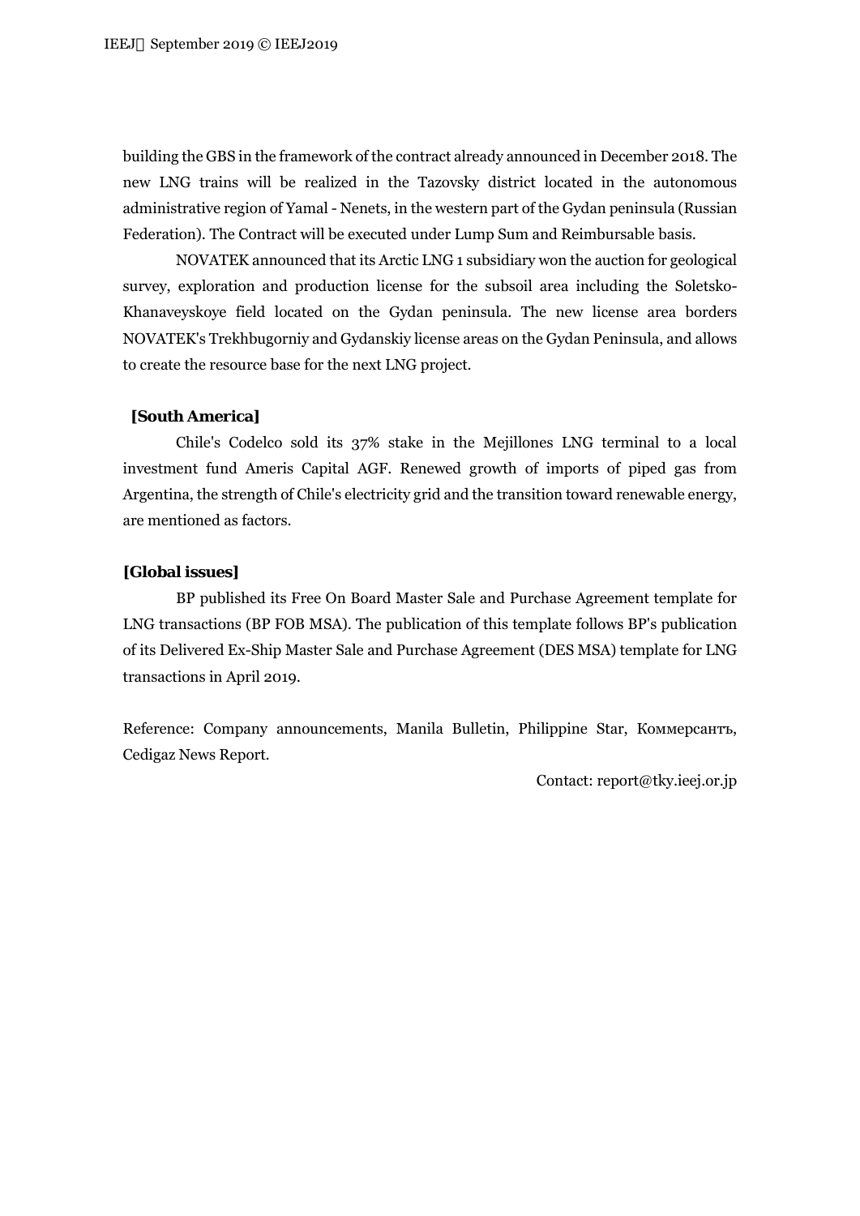building the GBS in the framework of the contract already announced in December 2018. The new LNG trains will be realized in the Tazovsky district located in the autonomous administrative region of Yamal - Nenets, in the western part of the Gydan peninsula (Russian Federation). The Contract will be executed under Lump Sum and Reimbursable basis.

NOVATEK announced that its Arctic LNG 1 subsidiary won the auction for geological survey, exploration and production license for the subsoil area including the Soletsko-Khanaveyskoye field located on the Gydan peninsula. The new license area borders NOVATEK's Trekhbugorniy and Gydanskiy license areas on the Gydan Peninsula, and allows to create the resource base for the next LNG project.

**[South America]**

Chile's Codelco sold its 37% stake in the Mejillones LNG terminal to a local investment fund Ameris Capital AGF. Renewed growth of imports of piped gas from Argentina, the strength of Chile's electricity grid and the transition toward renewable energy, are mentioned as factors.

**[Global issues]**

BP published its Free On Board Master Sale and Purchase Agreement template for LNG transactions (BP FOB MSA). The publication of this template follows BP's publication of its Delivered Ex-Ship Master Sale and Purchase Agreement (DES MSA) template for LNG transactions in April 2019.

Reference: Company announcements, Manila Bulletin, Philippine Star, Коммерсантъ, Cedigaz News Report.

Contact: report@tky.ieej.or.jp